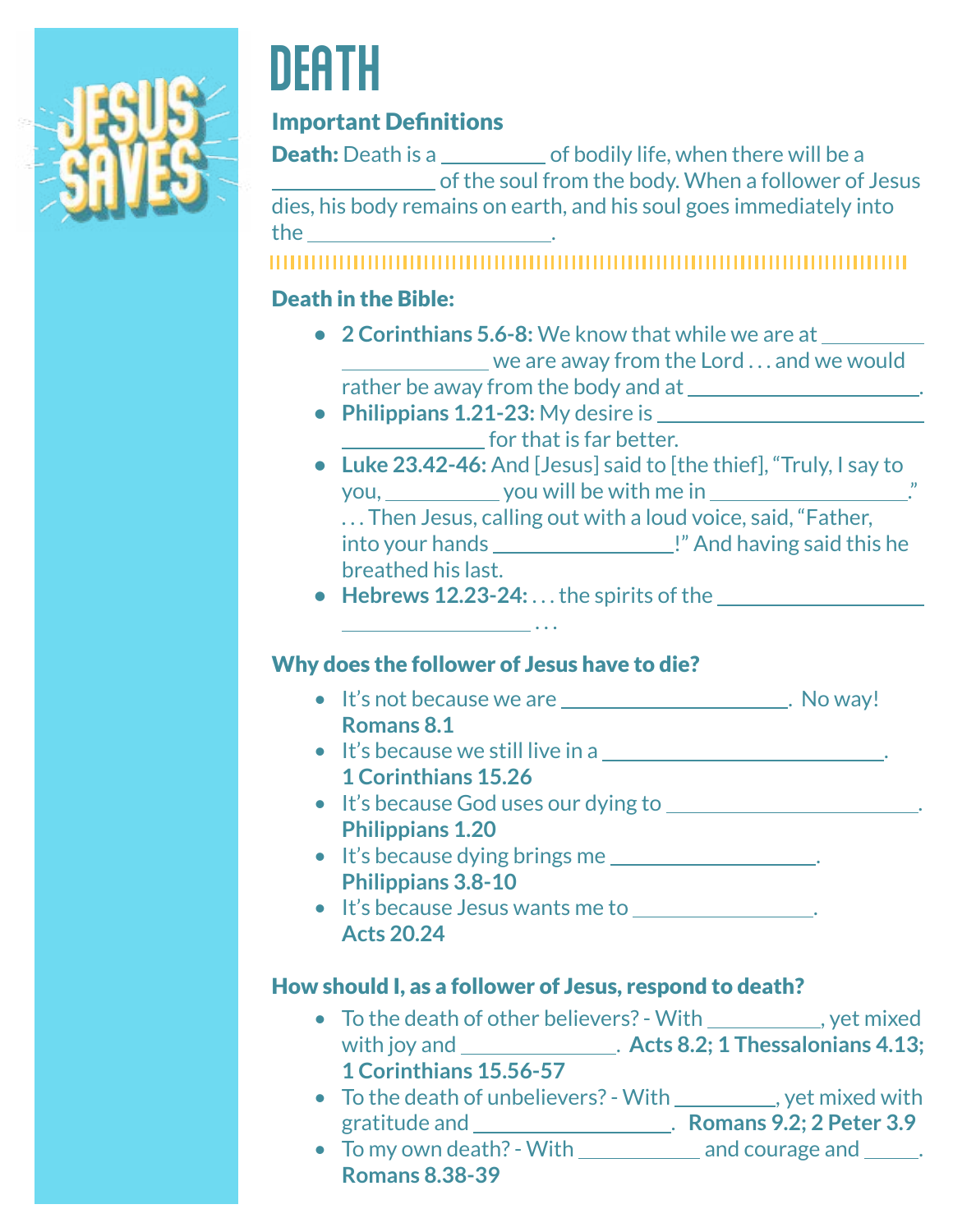# DEATH

## Important Definitions

**Death:** Death is a __________ of bodily life, when there will be a _______________ of the soul from the body. When a follower of Jesus dies, his body remains on earth, and his soul goes immediately into the ________________________.

## Death in the Bible:

- **2 Corinthians 5.6-8:** We know that while we are at __________ ______________ we are away from the Lord . . . and we would rather be away from the body and at ______________________.
- **Philippians 1.21-23:** My desire is ________________________ ______________ for that is far better.
- **Luke 23.42-46:** And [Jesus] said to [the thief], "Truly, I say to you, ___________ you will be with me in ___________________."
 . . . Then Jesus, calling out with a loud voice, said, "Father, into your hands _________________!" And having said this he breathed his last.
- **Hebrews 12.23-24:** . . . the spirits of the ___________________ __________________ . . .

## Why does the follower of Jesus have to die?

- It's not because we are ______________________. No way! **Romans 8.1**
- It's because we still live in a ___________________________. **1 Corinthians 15.26**
- It's because God uses our dying to ________________________. **Philippians 1.20**
- It's because dying brings me ____________________. **Philippians 3.8-10**
- It's because Jesus wants me to _________________. **Acts 20.24**

## How should I, as a follower of Jesus, respond to death?

- To the death of other believers? - With ___________, yet mixed with joy and _______________. **Acts 8.2; 1 Thessalonians 4.13; 1 Corinthians 15.56-57**
- To the death of unbelievers? - With __________, yet mixed with gratitude and ___________________. **Romans 9.2; 2 Peter 3.9**
- To my own death? - With ____________ and courage and _____. **Romans 8.38-39**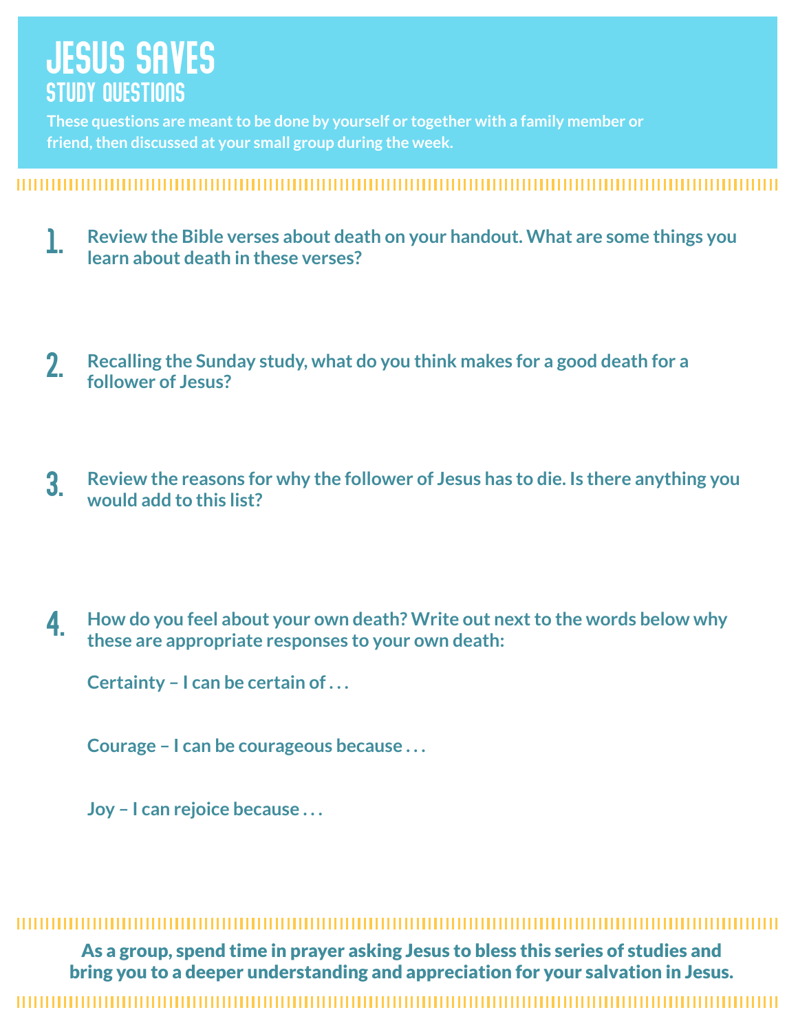# JESUS SAVES

## STUDY QUESTIONS

**These questions are meant to be done by yourself or together with a family member or friend, then discussed at your small group during the week.**

1. **Review the Bible verses about death on your handout. What are some things you learn about death in these verses?**

2. **Recalling the Sunday study, what do you think makes for a good death for a follower of Jesus?**

3. **Review the reasons for why the follower of Jesus has to die. Is there anything you would add to this list?**

4. **How do you feel about your own death? Write out next to the words below why these are appropriate responses to your own death:**

   **Certainty – I can be certain of . . .**

   **Courage – I can be courageous because . . .**

   **Joy – I can rejoice because . . .**

**As a group, spend time in prayer asking Jesus to bless this series of studies and bring you to a deeper understanding and appreciation for your salvation in Jesus.**